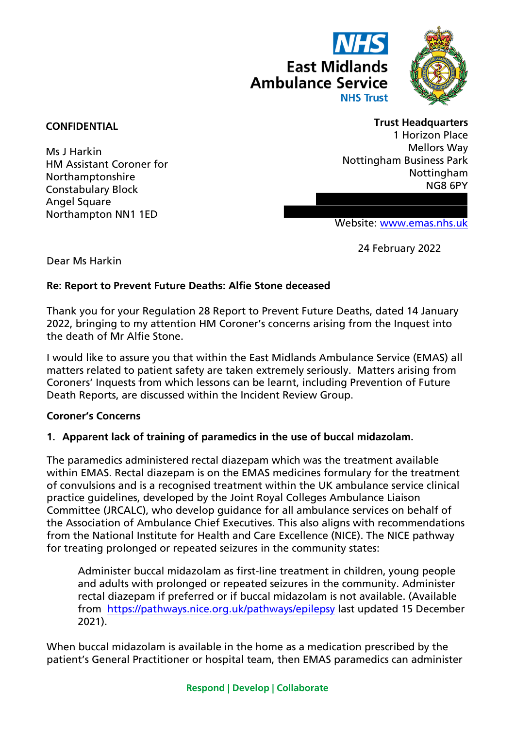**East Midlands Ambulance Service**
**NHS Trust**

**CONFIDENTIAL**

Ms J Harkin
HM Assistant Coroner for Northamptonshire
Constabulary Block
Angel Square
Northampton NN1 1ED

**Trust Headquarters**
1 Horizon Place
Mellors Way
Nottingham Business Park
Nottingham
NG8 6PY

Website: www.emas.nhs.uk

24 February 2022

Dear Ms Harkin

**Re: Report to Prevent Future Deaths: Alfie Stone deceased**

Thank you for your Regulation 28 Report to Prevent Future Deaths, dated 14 January 2022, bringing to my attention HM Coroner's concerns arising from the Inquest into the death of Mr Alfie Stone.

I would like to assure you that within the East Midlands Ambulance Service (EMAS) all matters related to patient safety are taken extremely seriously. Matters arising from Coroners' Inquests from which lessons can be learnt, including Prevention of Future Death Reports, are discussed within the Incident Review Group.

**Coroner's Concerns**

**1. Apparent lack of training of paramedics in the use of buccal midazolam.**

The paramedics administered rectal diazepam which was the treatment available within EMAS. Rectal diazepam is on the EMAS medicines formulary for the treatment of convulsions and is a recognised treatment within the UK ambulance service clinical practice guidelines, developed by the Joint Royal Colleges Ambulance Liaison Committee (JRCALC), who develop guidance for all ambulance services on behalf of the Association of Ambulance Chief Executives. This also aligns with recommendations from the National Institute for Health and Care Excellence (NICE). The NICE pathway for treating prolonged or repeated seizures in the community states:

> Administer buccal midazolam as first-line treatment in children, young people and adults with prolonged or repeated seizures in the community. Administer rectal diazepam if preferred or if buccal midazolam is not available. (Available from https://pathways.nice.org.uk/pathways/epilepsy last updated 15 December 2021).

When buccal midazolam is available in the home as a medication prescribed by the patient's General Practitioner or hospital team, then EMAS paramedics can administer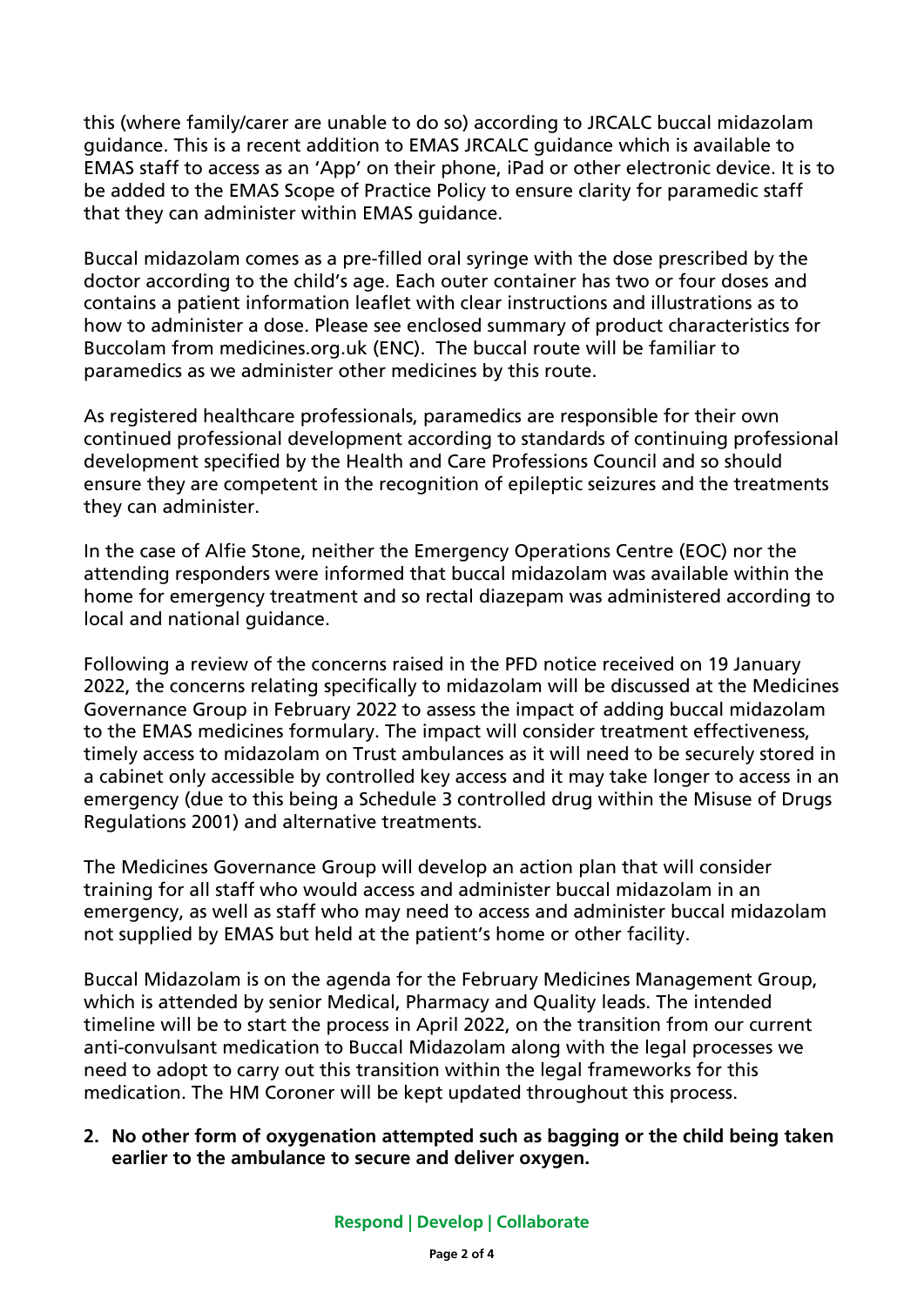this (where family/carer are unable to do so) according to JRCALC buccal midazolam guidance. This is a recent addition to EMAS JRCALC guidance which is available to EMAS staff to access as an 'App' on their phone, iPad or other electronic device. It is to be added to the EMAS Scope of Practice Policy to ensure clarity for paramedic staff that they can administer within EMAS guidance.

Buccal midazolam comes as a pre-filled oral syringe with the dose prescribed by the doctor according to the child's age. Each outer container has two or four doses and contains a patient information leaflet with clear instructions and illustrations as to how to administer a dose. Please see enclosed summary of product characteristics for Buccolam from medicines.org.uk (ENC). The buccal route will be familiar to paramedics as we administer other medicines by this route.

As registered healthcare professionals, paramedics are responsible for their own continued professional development according to standards of continuing professional development specified by the Health and Care Professions Council and so should ensure they are competent in the recognition of epileptic seizures and the treatments they can administer.

In the case of Alfie Stone, neither the Emergency Operations Centre (EOC) nor the attending responders were informed that buccal midazolam was available within the home for emergency treatment and so rectal diazepam was administered according to local and national guidance.

Following a review of the concerns raised in the PFD notice received on 19 January 2022, the concerns relating specifically to midazolam will be discussed at the Medicines Governance Group in February 2022 to assess the impact of adding buccal midazolam to the EMAS medicines formulary. The impact will consider treatment effectiveness, timely access to midazolam on Trust ambulances as it will need to be securely stored in a cabinet only accessible by controlled key access and it may take longer to access in an emergency (due to this being a Schedule 3 controlled drug within the Misuse of Drugs Regulations 2001) and alternative treatments.

The Medicines Governance Group will develop an action plan that will consider training for all staff who would access and administer buccal midazolam in an emergency, as well as staff who may need to access and administer buccal midazolam not supplied by EMAS but held at the patient's home or other facility.

Buccal Midazolam is on the agenda for the February Medicines Management Group, which is attended by senior Medical, Pharmacy and Quality leads. The intended timeline will be to start the process in April 2022, on the transition from our current anti-convulsant medication to Buccal Midazolam along with the legal processes we need to adopt to carry out this transition within the legal frameworks for this medication. The HM Coroner will be kept updated throughout this process.

2. **No other form of oxygenation attempted such as bagging or the child being taken earlier to the ambulance to secure and deliver oxygen.**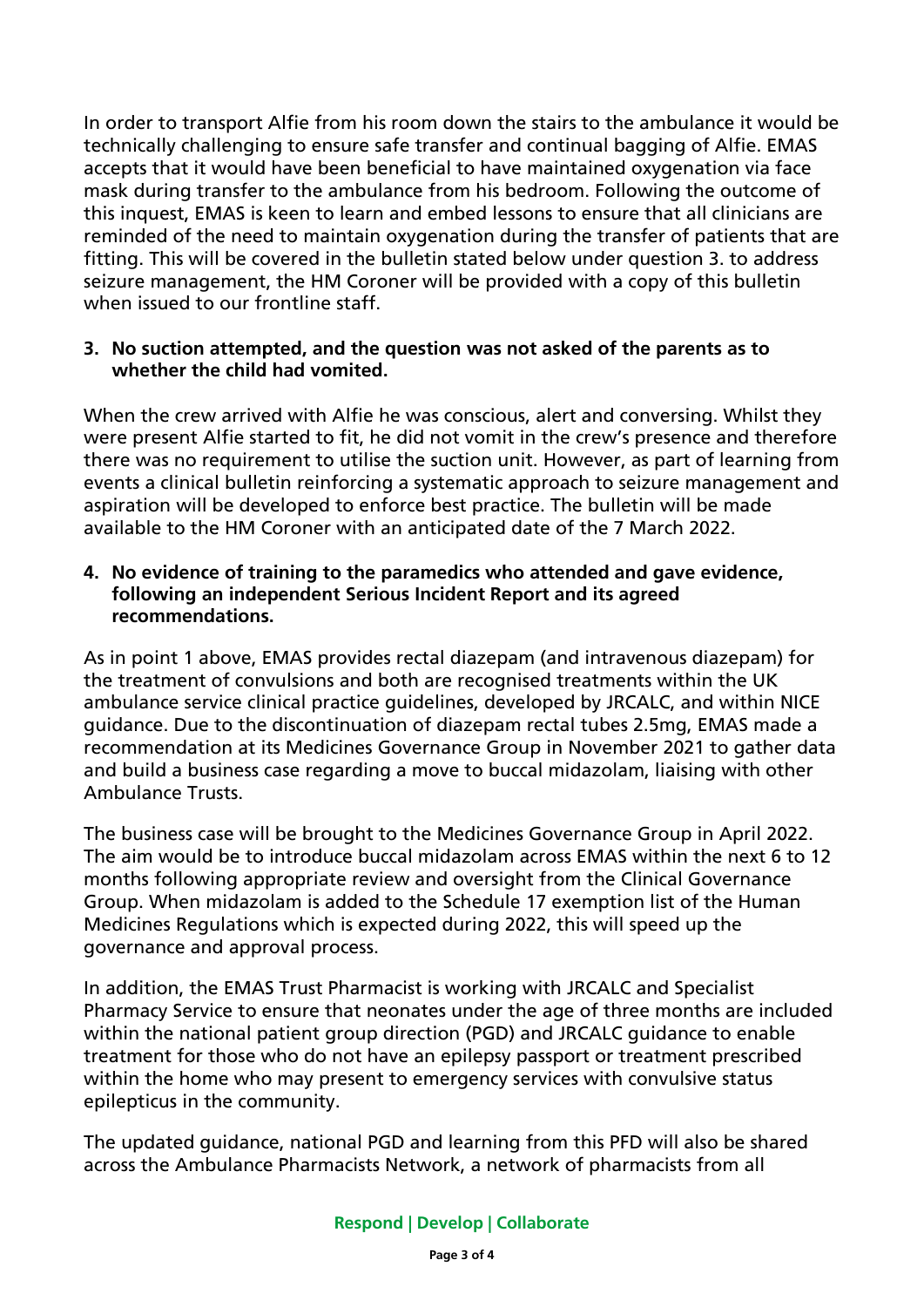In order to transport Alfie from his room down the stairs to the ambulance it would be technically challenging to ensure safe transfer and continual bagging of Alfie. EMAS accepts that it would have been beneficial to have maintained oxygenation via face mask during transfer to the ambulance from his bedroom. Following the outcome of this inquest, EMAS is keen to learn and embed lessons to ensure that all clinicians are reminded of the need to maintain oxygenation during the transfer of patients that are fitting. This will be covered in the bulletin stated below under question 3. to address seizure management, the HM Coroner will be provided with a copy of this bulletin when issued to our frontline staff.

**3. No suction attempted, and the question was not asked of the parents as to whether the child had vomited.**

When the crew arrived with Alfie he was conscious, alert and conversing. Whilst they were present Alfie started to fit, he did not vomit in the crew's presence and therefore there was no requirement to utilise the suction unit. However, as part of learning from events a clinical bulletin reinforcing a systematic approach to seizure management and aspiration will be developed to enforce best practice. The bulletin will be made available to the HM Coroner with an anticipated date of the 7 March 2022.

**4. No evidence of training to the paramedics who attended and gave evidence, following an independent Serious Incident Report and its agreed recommendations.**

As in point 1 above, EMAS provides rectal diazepam (and intravenous diazepam) for the treatment of convulsions and both are recognised treatments within the UK ambulance service clinical practice guidelines, developed by JRCALC, and within NICE guidance. Due to the discontinuation of diazepam rectal tubes 2.5mg, EMAS made a recommendation at its Medicines Governance Group in November 2021 to gather data and build a business case regarding a move to buccal midazolam, liaising with other Ambulance Trusts.

The business case will be brought to the Medicines Governance Group in April 2022. The aim would be to introduce buccal midazolam across EMAS within the next 6 to 12 months following appropriate review and oversight from the Clinical Governance Group. When midazolam is added to the Schedule 17 exemption list of the Human Medicines Regulations which is expected during 2022, this will speed up the governance and approval process.

In addition, the EMAS Trust Pharmacist is working with JRCALC and Specialist Pharmacy Service to ensure that neonates under the age of three months are included within the national patient group direction (PGD) and JRCALC guidance to enable treatment for those who do not have an epilepsy passport or treatment prescribed within the home who may present to emergency services with convulsive status epilepticus in the community.

The updated guidance, national PGD and learning from this PFD will also be shared across the Ambulance Pharmacists Network, a network of pharmacists from all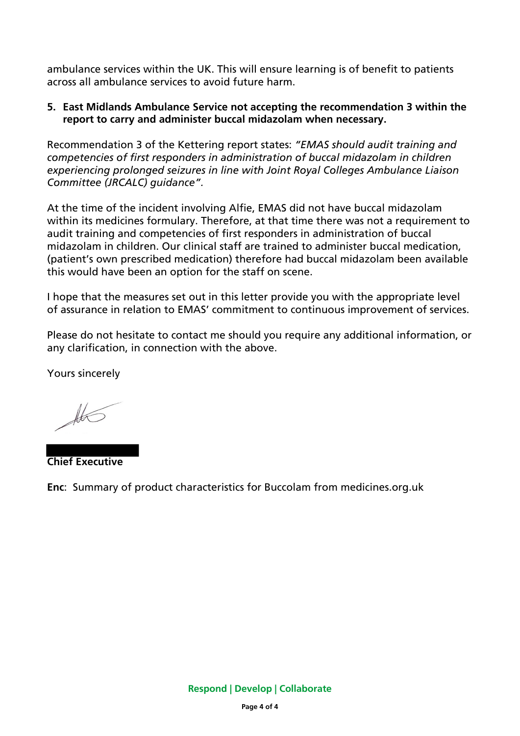ambulance services within the UK. This will ensure learning is of benefit to patients across all ambulance services to avoid future harm.

5. **East Midlands Ambulance Service not accepting the recommendation 3 within the report to carry and administer buccal midazolam when necessary.**

Recommendation 3 of the Kettering report states: *"EMAS should audit training and competencies of first responders in administration of buccal midazolam in children experiencing prolonged seizures in line with Joint Royal Colleges Ambulance Liaison Committee (JRCALC) guidance".*

At the time of the incident involving Alfie, EMAS did not have buccal midazolam within its medicines formulary. Therefore, at that time there was not a requirement to audit training and competencies of first responders in administration of buccal midazolam in children. Our clinical staff are trained to administer buccal medication, (patient's own prescribed medication) therefore had buccal midazolam been available this would have been an option for the staff on scene.

I hope that the measures set out in this letter provide you with the appropriate level of assurance in relation to EMAS' commitment to continuous improvement of services.

Please do not hesitate to contact me should you require any additional information, or any clarification, in connection with the above.

Yours sincerely

**Chief Executive**

**Enc**: Summary of product characteristics for Buccolam from medicines.org.uk

**Respond | Develop | Collaborate**